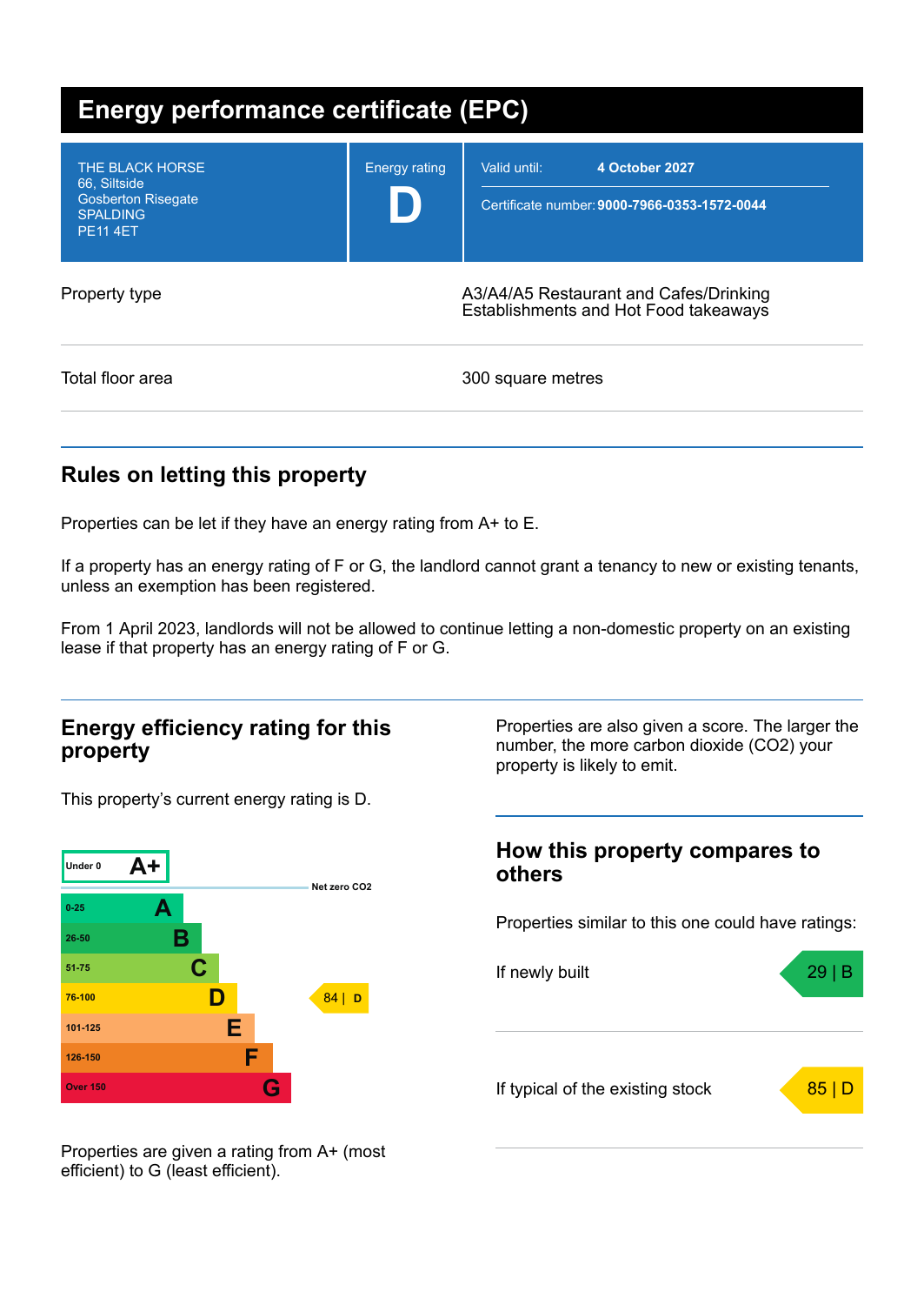# Energy performance certificate (EPC)

| | |
|---|---|
| THE BLACK HORSE<br>66, Siltside<br>Gosberton Risegate<br>SPALDING<br>PE11 4ET | Energy rating<br>**D** |
| Valid until: | **4 October 2027** |
| Certificate number: | **9000-7966-0353-1572-0044** |

| | |
|---|---|
| Property type | A3/A4/A5 Restaurant and Cafes/Drinking Establishments and Hot Food takeaways |
| Total floor area | 300 square metres |

## Rules on letting this property

Properties can be let if they have an energy rating from A+ to E.

If a property has an energy rating of F or G, the landlord cannot grant a tenancy to new or existing tenants, unless an exemption has been registered.

From 1 April 2023, landlords will not be allowed to continue letting a non-domestic property on an existing lease if that property has an energy rating of F or G.

## Energy efficiency rating for this property

This property's current energy rating is D.

| Score | Rating |
|---|---|
| Under 0 | A+ |
| Net zero CO2 | |
| 0-25 | A |
| 26-50 | B |
| 51-75 | C |
| 76-100 | D |
| 101-125 | E |
| 126-150 | F |
| Over 150 | G |

This property: 84 | D

Properties are given a rating from A+ (most efficient) to G (least efficient).

Properties are also given a score. The larger the number, the more carbon dioxide ($CO_2$) your property is likely to emit.

## How this property compares to others

Properties similar to this one could have ratings:

| | |
|---|---|
| If newly built | 29 \| B |
| If typical of the existing stock | 85 \| D |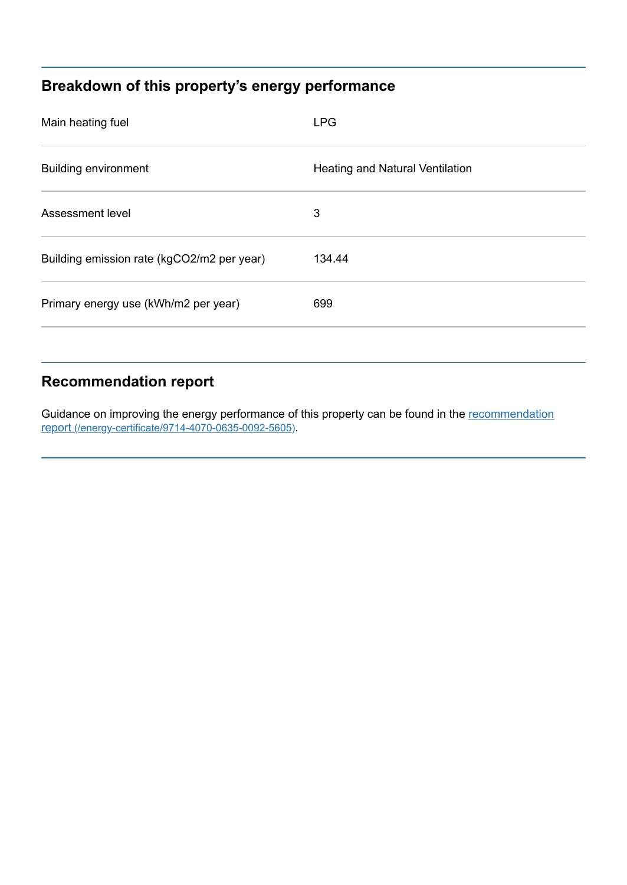## Breakdown of this property's energy performance

| | |
|---|---|
| Main heating fuel | LPG |
| Building environment | Heating and Natural Ventilation |
| Assessment level | 3 |
| Building emission rate (kgCO2/m2 per year) | 134.44 |
| Primary energy use (kWh/m2 per year) | 699 |

## Recommendation report

Guidance on improving the energy performance of this property can be found in the [recommendation report (/energy-certificate/9714-4070-0635-0092-5605)](/energy-certificate/9714-4070-0635-0092-5605).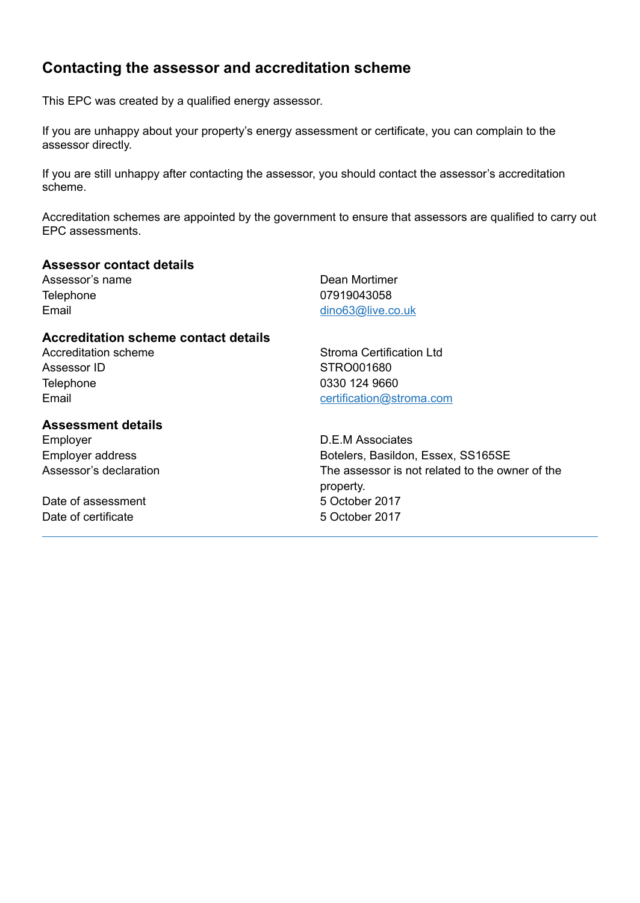## Contacting the assessor and accreditation scheme

This EPC was created by a qualified energy assessor.

If you are unhappy about your property's energy assessment or certificate, you can complain to the assessor directly.

If you are still unhappy after contacting the assessor, you should contact the assessor's accreditation scheme.

Accreditation schemes are appointed by the government to ensure that assessors are qualified to carry out EPC assessments.

### Assessor contact details

| | |
|---|---|
| Assessor's name | Dean Mortimer |
| Telephone | 07919043058 |
| Email | dino63@live.co.uk |

### Accreditation scheme contact details

| | |
|---|---|
| Accreditation scheme | Stroma Certification Ltd |
| Assessor ID | STRO001680 |
| Telephone | 0330 124 9660 |
| Email | certification@stroma.com |

### Assessment details

| | |
|---|---|
| Employer | D.E.M Associates |
| Employer address | Botelers, Basildon, Essex, SS165SE |
| Assessor's declaration | The assessor is not related to the owner of the property. |
| Date of assessment | 5 October 2017 |
| Date of certificate | 5 October 2017 |